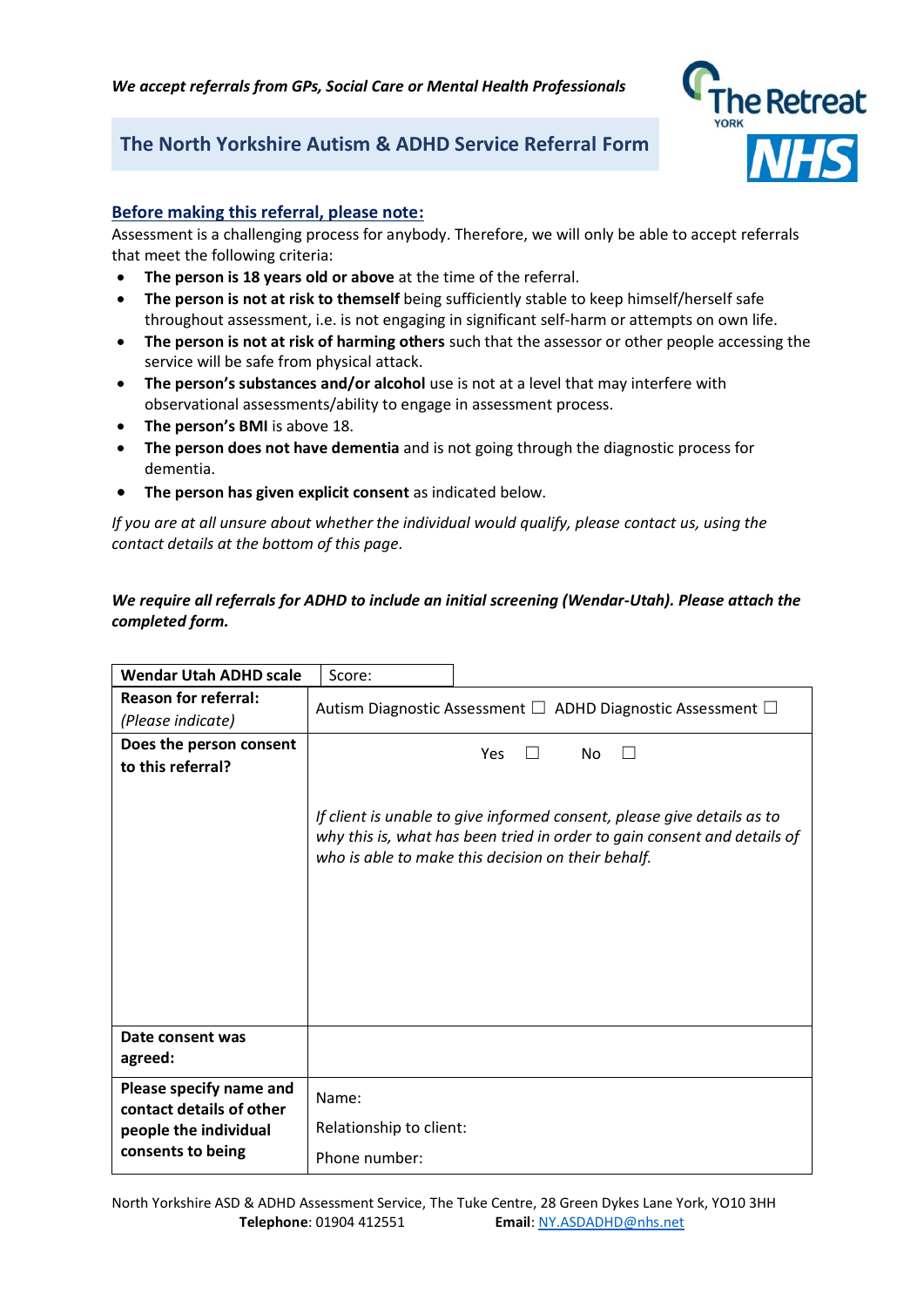*We accept referrals from GPs, Social Care or Mental Health Professionals*

# The North Yorkshire Autism & ADHD Service Referral Form

## Before making this referral, please note:

Assessment is a challenging process for anybody. Therefore, we will only be able to accept referrals that meet the following criteria:

- **The person is 18 years old or above** at the time of the referral.
- **The person is not at risk to themself** being sufficiently stable to keep himself/herself safe throughout assessment, i.e. is not engaging in significant self-harm or attempts on own life.
- **The person is not at risk of harming others** such that the assessor or other people accessing the service will be safe from physical attack.
- **The person's substances and/or alcohol** use is not at a level that may interfere with observational assessments/ability to engage in assessment process.
- **The person's BMI** is above 18.
- **The person does not have dementia** and is not going through the diagnostic process for dementia.
- **The person has given explicit consent** as indicated below.

*If you are at all unsure about whether the individual would qualify, please contact us, using the contact details at the bottom of this page.*

***We require all referrals for ADHD to include an initial screening (Wendar-Utah). Please attach the completed form.***

| **Wendar Utah ADHD scale** | Score: |
|---|---|
| **Reason for referral:** *(Please indicate)* | Autism Diagnostic Assessment ☐ ADHD Diagnostic Assessment ☐ |
| **Does the person consent to this referral?** | Yes ☐ No ☐ <br><br> *If client is unable to give informed consent, please give details as to why this is, what has been tried in order to gain consent and details of who is able to make this decision on their behalf.* |
| **Date consent was agreed:** | |
| **Please specify name and contact details of other people the individual consents to being** | Name: <br> Relationship to client: <br> Phone number: |

North Yorkshire ASD & ADHD Assessment Service, The Tuke Centre, 28 Green Dykes Lane York, YO10 3HH
**Telephone**: 01904 412551 **Email**: NY.ASDADHD@nhs.net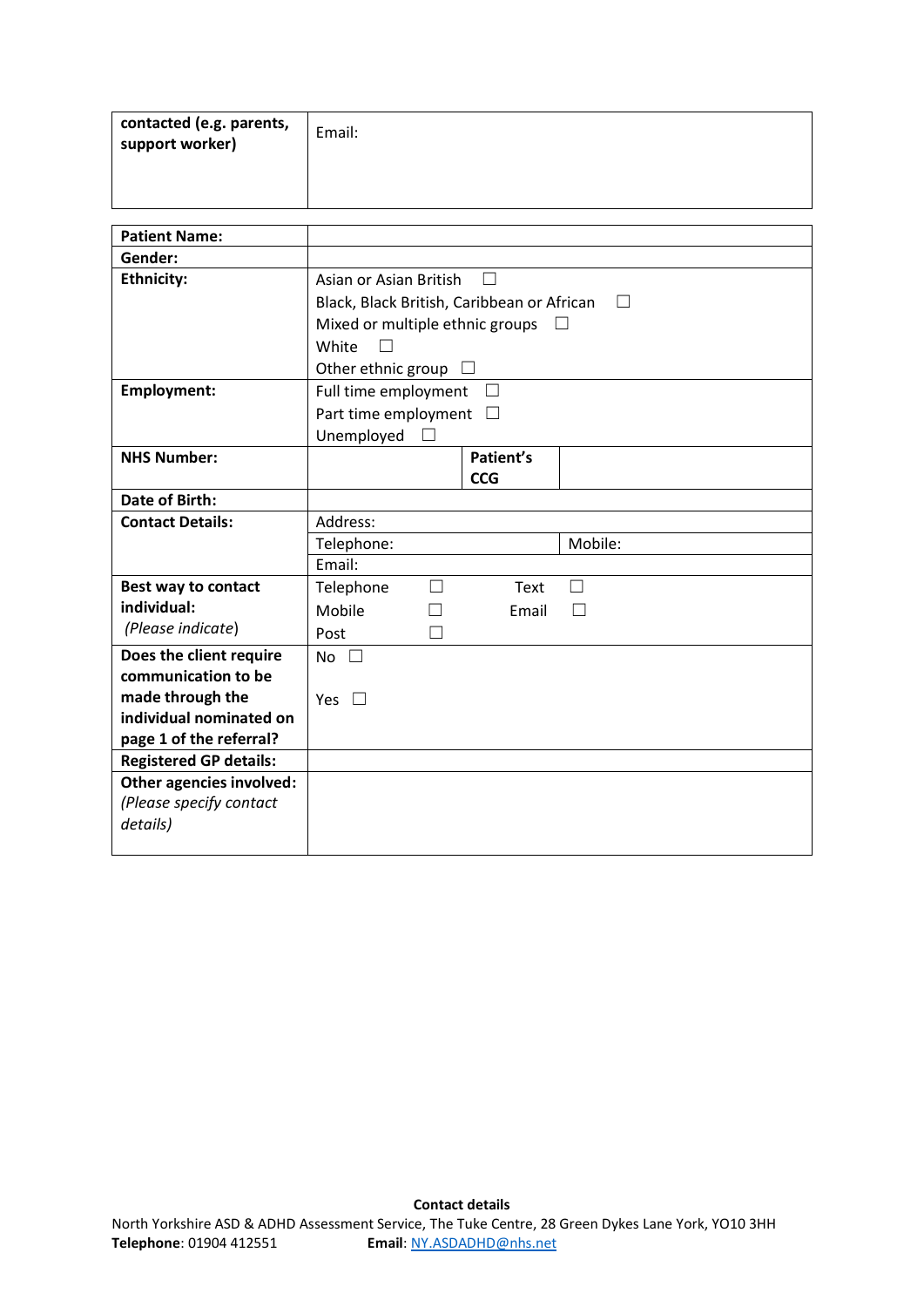| contacted (e.g. parents, support worker) | Email: |
|---|---|

| **Patient Name:** | | | |
|---|---|---|---|
| **Gender:** | | | |
| **Ethnicity:** | Asian or Asian British ☐<br>Black, Black British, Caribbean or African ☐<br>Mixed or multiple ethnic groups ☐<br>White ☐<br>Other ethnic group ☐ | | |
| **Employment:** | Full time employment ☐<br>Part time employment ☐<br>Unemployed ☐ | | |
| **NHS Number:** | | **Patient's CCG** | |
| **Date of Birth:** | | | |
| **Contact Details:** | Address: | | |
| | Telephone: | | Mobile: |
| | Email: | | |
| **Best way to contact individual:** *(Please indicate)* | Telephone ☐<br>Mobile ☐<br>Post ☐ | Text ☐<br>Email ☐ | |
| **Does the client require communication to be made through the individual nominated on page 1 of the referral?** | No ☐<br><br>Yes ☐ | | |
| **Registered GP details:** | | | |
| **Other agencies involved:** *(Please specify contact details)* | | | |

**Contact details**

North Yorkshire ASD & ADHD Assessment Service, The Tuke Centre, 28 Green Dykes Lane York, YO10 3HH

**Telephone**: 01904 412551 **Email**: NY.ASDADHD@nhs.net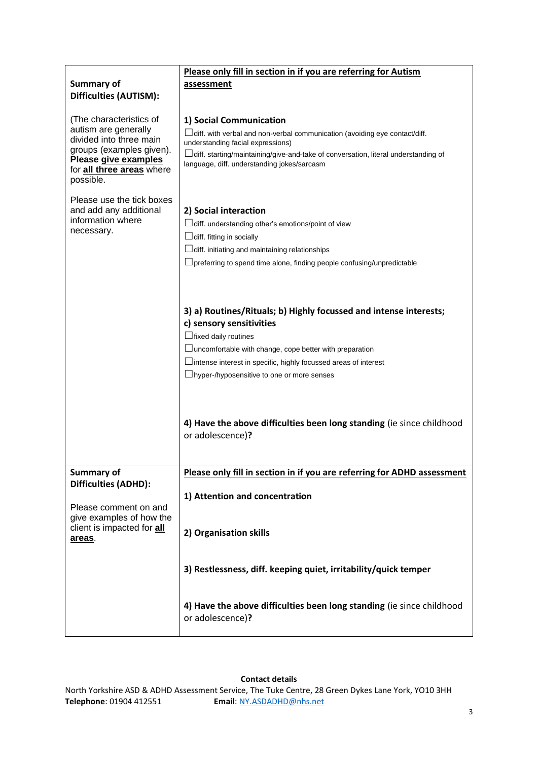| **Summary of Difficulties (AUTISM):**<br><br>(The characteristics of autism are generally divided into three main groups (examples given). **Please <u>give examples</u>** for **<u>all three areas</u>** where possible.<br><br>Please use the tick boxes and add any additional information where necessary. | **<u>Please only fill in section in if you are referring for Autism assessment</u>**<br><br>**1) Social Communication**<br>☐diff. with verbal and non-verbal communication (avoiding eye contact/diff. understanding facial expressions)<br>☐diff. starting/maintaining/give-and-take of conversation, literal understanding of language, diff. understanding jokes/sarcasm<br><br>**2) Social interaction**<br>☐diff. understanding other's emotions/point of view<br>☐diff. fitting in socially<br>☐diff. initiating and maintaining relationships<br>☐preferring to spend time alone, finding people confusing/unpredictable<br><br>**3) a) Routines/Rituals; b) Highly focussed and intense interests; c) sensory sensitivities**<br>☐fixed daily routines<br>☐uncomfortable with change, cope better with preparation<br>☐intense interest in specific, highly focussed areas of interest<br>☐hyper-/hyposensitive to one or more senses<br><br>**4) Have the above difficulties been long standing** (ie since childhood or adolescence)**?** |
|---|---|
| **Summary of Difficulties (ADHD):**<br><br>Please comment on and give examples of how the client is impacted for **<u>all areas</u>**. | **<u>Please only fill in section in if you are referring for ADHD assessment</u>**<br><br>**1) Attention and concentration**<br><br>**2) Organisation skills**<br><br>**3) Restlessness, diff. keeping quiet, irritability/quick temper**<br><br>**4) Have the above difficulties been long standing** (ie since childhood or adolescence)**?** |

**Contact details**

North Yorkshire ASD & ADHD Assessment Service, The Tuke Centre, 28 Green Dykes Lane York, YO10 3HH
**Telephone**: 01904 412551 **Email**: NY.ASDADHD@nhs.net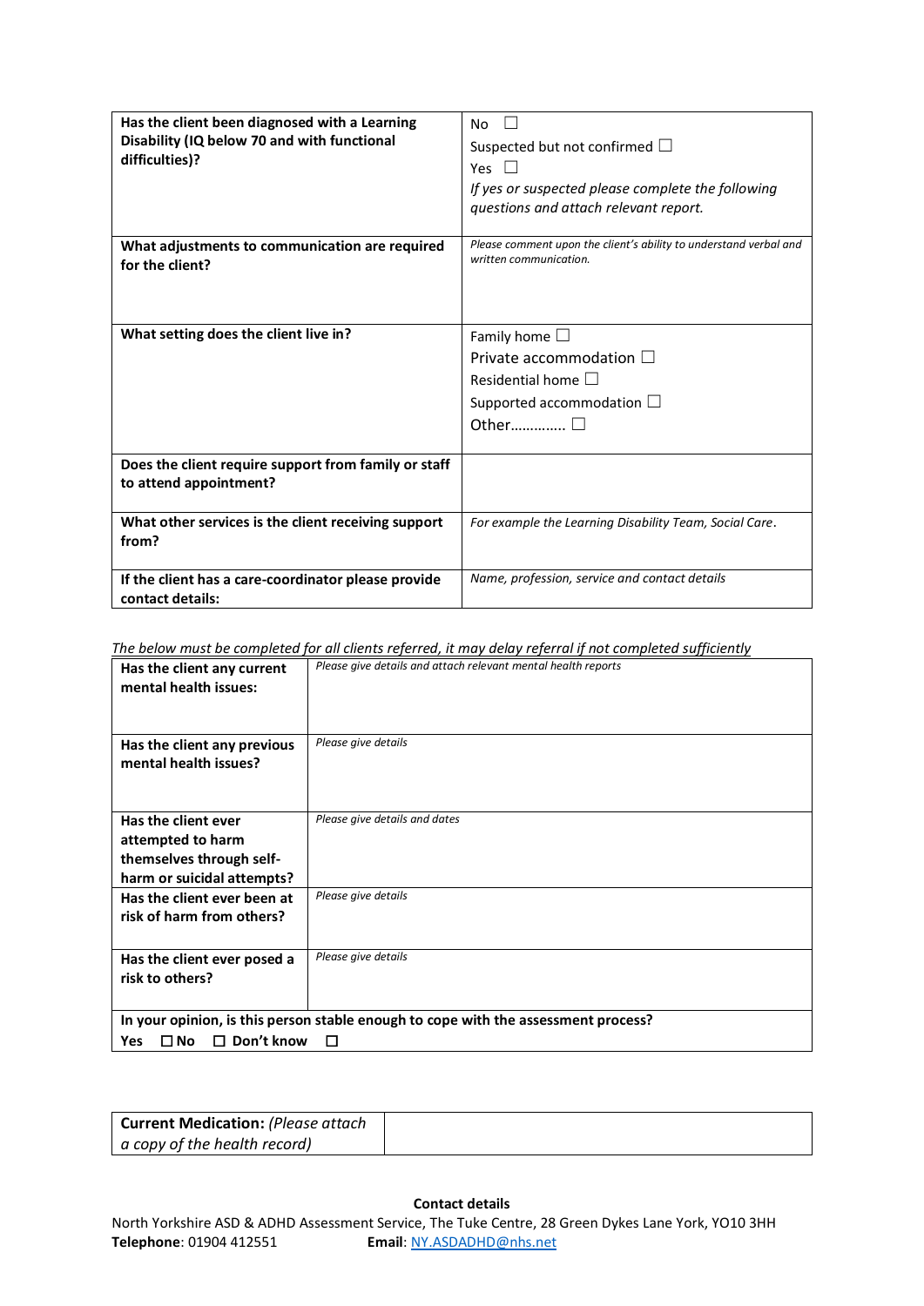| **Has the client been diagnosed with a Learning Disability (IQ below 70 and with functional difficulties)?** | No ☐<br>Suspected but not confirmed ☐<br>Yes ☐<br>*If yes or suspected please complete the following questions and attach relevant report.* |
|---|---|
| **What adjustments to communication are required for the client?** | *Please comment upon the client's ability to understand verbal and written communication.* |
| **What setting does the client live in?** | Family home ☐<br>Private accommodation ☐<br>Residential home ☐<br>Supported accommodation ☐<br>Other………….. ☐ |
| **Does the client require support from family or staff to attend appointment?** | |
| **What other services is the client receiving support from?** | *For example the Learning Disability Team, Social Care.* |
| **If the client has a care-coordinator please provide contact details:** | *Name, profession, service and contact details* |

*The below must be completed for all clients referred, it may delay referral if not completed sufficiently*

| **Has the client any current mental health issues:** | *Please give details and attach relevant mental health reports* |
|---|---|
| **Has the client any previous mental health issues?** | *Please give details* |
| **Has the client ever attempted to harm themselves through self-harm or suicidal attempts?** | *Please give details and dates* |
| **Has the client ever been at risk of harm from others?** | *Please give details* |
| **Has the client ever posed a risk to others?** | *Please give details* |
| **In your opinion, is this person stable enough to cope with the assessment process?**<br>**Yes** ☐ **No** ☐ **Don't know** ☐ | |

| **Current Medication:** *(Please attach a copy of the health record)* | |
|---|---|

**Contact details**

North Yorkshire ASD & ADHD Assessment Service, The Tuke Centre, 28 Green Dykes Lane York, YO10 3HH
**Telephone**: 01904 412551 **Email**: NY.ASDADHD@nhs.net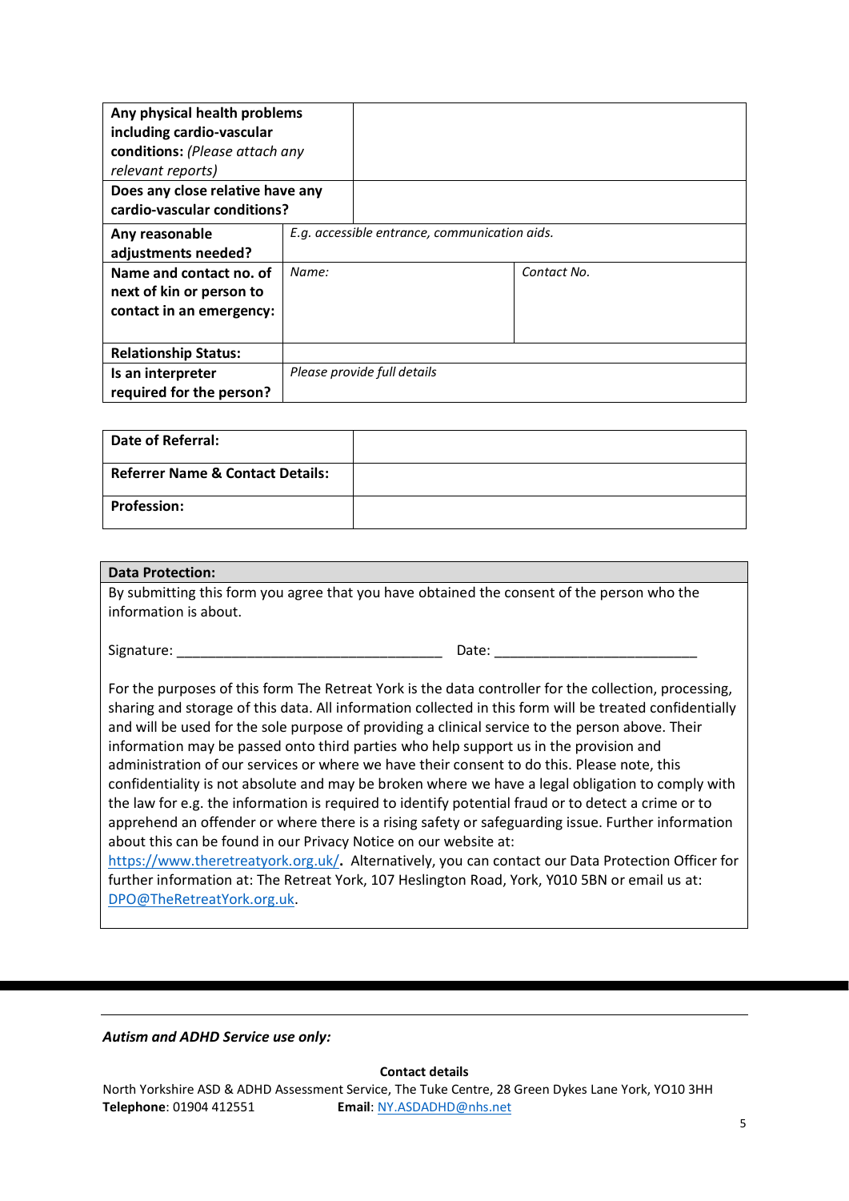| | | |
|---|---|---|
| **Any physical health problems including cardio-vascular conditions:** *(Please attach any relevant reports)* | | |
| **Does any close relative have any cardio-vascular conditions?** | | |
| **Any reasonable adjustments needed?** | *E.g. accessible entrance, communication aids.* | |
| **Name and contact no. of next of kin or person to contact in an emergency:** | *Name:* | *Contact No.* |
| **Relationship Status:** | | |
| **Is an interpreter required for the person?** | *Please provide full details* | |

| | |
|---|---|
| **Date of Referral:** | |
| **Referrer Name & Contact Details:** | |
| **Profession:** | |

**Data Protection:**

By submitting this form you agree that you have obtained the consent of the person who the information is about.

Signature: ___________________________________ Date: ___________________________

For the purposes of this form The Retreat York is the data controller for the collection, processing, sharing and storage of this data. All information collected in this form will be treated confidentially and will be used for the sole purpose of providing a clinical service to the person above. Their information may be passed onto third parties who help support us in the provision and administration of our services or where we have their consent to do this. Please note, this confidentiality is not absolute and may be broken where we have a legal obligation to comply with the law for e.g. the information is required to identify potential fraud or to detect a crime or to apprehend an offender or where there is a rising safety or safeguarding issue. Further information about this can be found in our Privacy Notice on our website at: https://www.theretreatyork.org.uk/**.** Alternatively, you can contact our Data Protection Officer for further information at: The Retreat York, 107 Heslington Road, York, Y010 5BN or email us at: DPO@TheRetreatYork.org.uk.

---

***Autism and ADHD Service use only:***

**Contact details**

North Yorkshire ASD & ADHD Assessment Service, The Tuke Centre, 28 Green Dykes Lane York, YO10 3HH

**Telephone**: 01904 412551 **Email**: NY.ASDADHD@nhs.net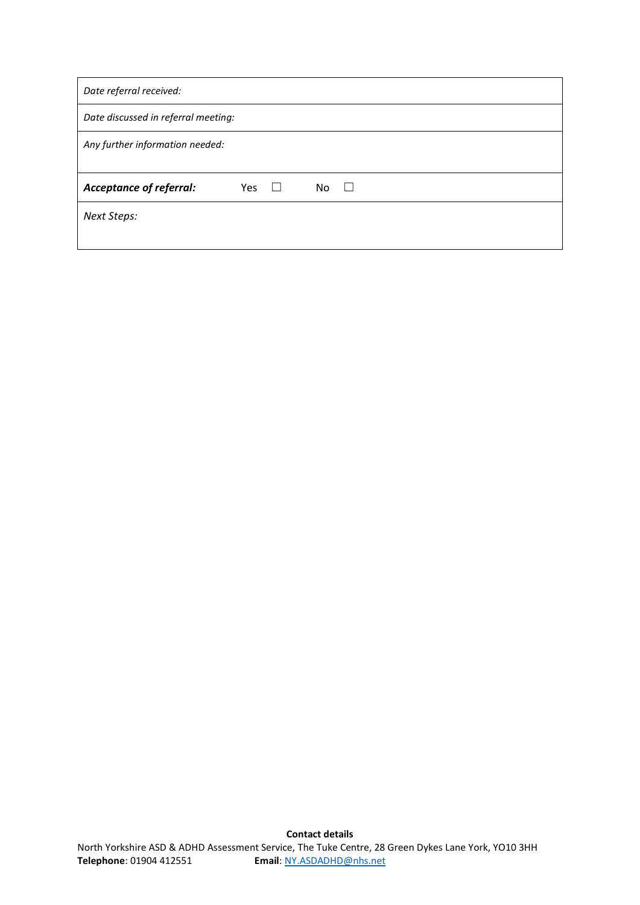| |
|---|
| *Date referral received:* |
| *Date discussed in referral meeting:* |
| *Any further information needed:* |
| ***Acceptance of referral:*** Yes ☐ No ☐ |
| *Next Steps:* |

**Contact details**

North Yorkshire ASD & ADHD Assessment Service, The Tuke Centre, 28 Green Dykes Lane York, YO10 3HH

**Telephone**: 01904 412551 **Email**: NY.ASDADHD@nhs.net